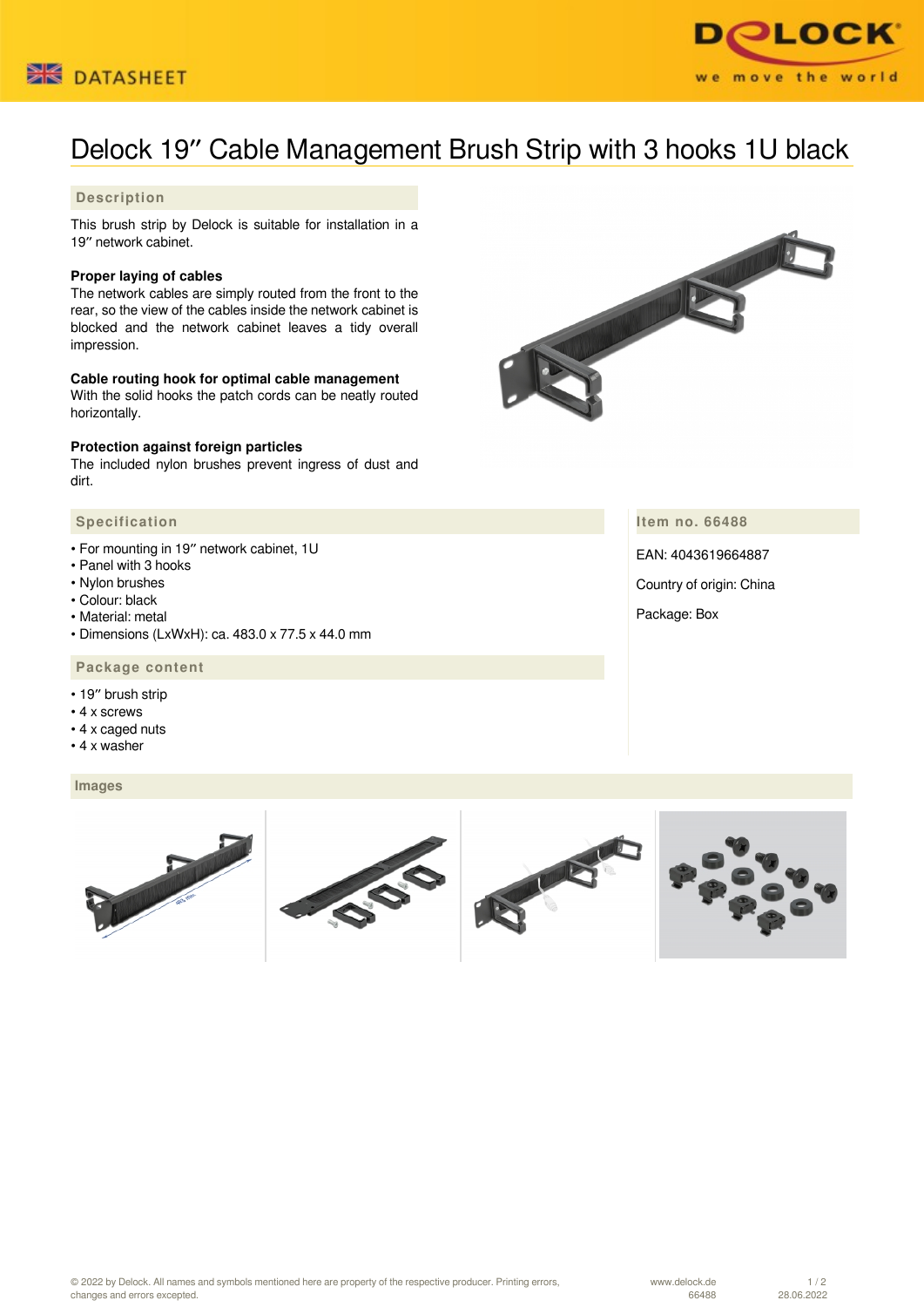DATASHEET

# Delock 19″ Cable Management Brush Strip with 3 hooks 1U black

## Description

This brush strip by Delock is suitable for installation in a 19″ network cabinet.

**Proper laying of cables**
The network cables are simply routed from the front to the rear, so the view of the cables inside the network cabinet is blocked and the network cabinet leaves a tidy overall impression.

**Cable routing hook for optimal cable management**
With the solid hooks the patch cords can be neatly routed horizontally.

**Protection against foreign particles**
The included nylon brushes prevent ingress of dust and dirt.

## Specification

- For mounting in 19″ network cabinet, 1U
- Panel with 3 hooks
- Nylon brushes
- Colour: black
- Material: metal
- Dimensions (LxWxH): ca. 483.0 x 77.5 x 44.0 mm

## Package content

- 19″ brush strip
- 4 x screws
- 4 x caged nuts
- 4 x washer

## Item no. 66488

EAN: 4043619664887

Country of origin: China

Package: Box

## Images

© 2022 by Delock. All names and symbols mentioned here are property of the respective producer. Printing errors, changes and errors excepted.

www.delock.de
66488
28.06.2022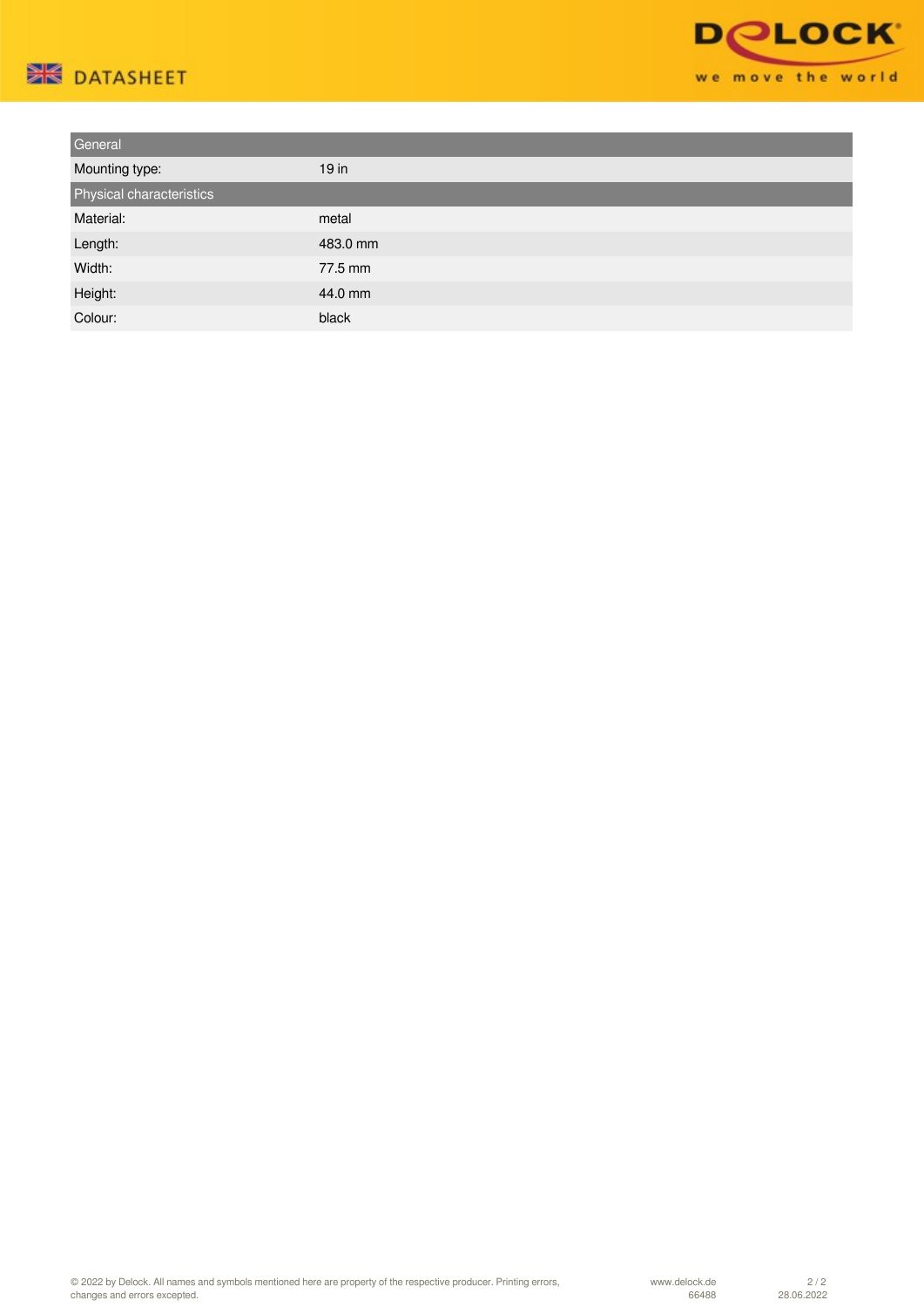| | |
|---|---|
| **General** | |
| Mounting type: | 19 in |
| **Physical characteristics** | |
| Material: | metal |
| Length: | 483.0 mm |
| Width: | 77.5 mm |
| Height: | 44.0 mm |
| Colour: | black |